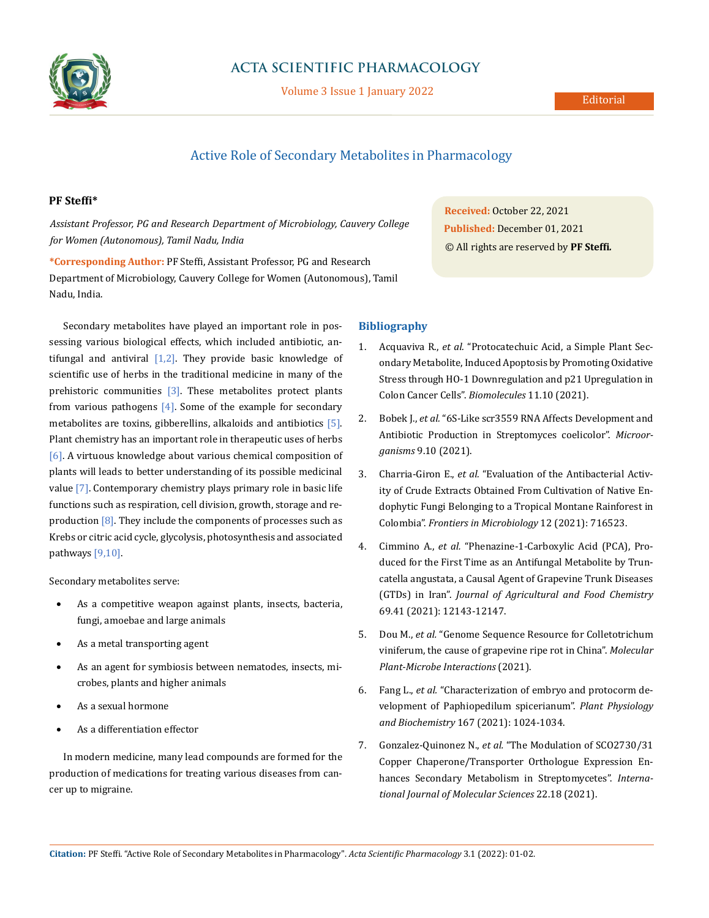Editorial

# Active Role of Secondary Metabolites in Pharmacology

**PF Steffi***

*Assistant Professor, PG and Research Department of Microbiology, Cauvery College for Women (Autonomous), Tamil Nadu, India*

**\*Corresponding Author:** PF Steffi, Assistant Professor, PG and Research Department of Microbiology, Cauvery College for Women (Autonomous), Tamil Nadu, India.

**Received:** October 22, 2021
**Published:** December 01, 2021
© All rights are reserved by **PF Steffi.**

Secondary metabolites have played an important role in possessing various biological effects, which included antibiotic, antifungal and antiviral [1,2]. They provide basic knowledge of scientific use of herbs in the traditional medicine in many of the prehistoric communities [3]. These metabolites protect plants from various pathogens [4]. Some of the example for secondary metabolites are toxins, gibberellins, alkaloids and antibiotics [5]. Plant chemistry has an important role in therapeutic uses of herbs [6]. A virtuous knowledge about various chemical composition of plants will leads to better understanding of its possible medicinal value [7]. Contemporary chemistry plays primary role in basic life functions such as respiration, cell division, growth, storage and reproduction [8]. They include the components of processes such as Krebs or citric acid cycle, glycolysis, photosynthesis and associated pathways [9,10].

Secondary metabolites serve:

- As a competitive weapon against plants, insects, bacteria, fungi, amoebae and large animals
- As a metal transporting agent
- As an agent for symbiosis between nematodes, insects, microbes, plants and higher animals
- As a sexual hormone
- As a differentiation effector

In modern medicine, many lead compounds are formed for the production of medications for treating various diseases from cancer up to migraine.

## Bibliography

1. Acquaviva R., *et al.* "Protocatechuic Acid, a Simple Plant Secondary Metabolite, Induced Apoptosis by Promoting Oxidative Stress through HO-1 Downregulation and p21 Upregulation in Colon Cancer Cells". *Biomolecules* 11.10 (2021).
2. Bobek J., *et al.* "6S-Like scr3559 RNA Affects Development and Antibiotic Production in Streptomyces coelicolor". *Microorganisms* 9.10 (2021).
3. Charria-Giron E., *et al.* "Evaluation of the Antibacterial Activity of Crude Extracts Obtained From Cultivation of Native Endophytic Fungi Belonging to a Tropical Montane Rainforest in Colombia". *Frontiers in Microbiology* 12 (2021): 716523.
4. Cimmino A., *et al.* "Phenazine-1-Carboxylic Acid (PCA), Produced for the First Time as an Antifungal Metabolite by Truncatella angustata, a Causal Agent of Grapevine Trunk Diseases (GTDs) in Iran". *Journal of Agricultural and Food Chemistry* 69.41 (2021): 12143-12147.
5. Dou M., *et al.* "Genome Sequence Resource for Colletotrichum viniferum, the cause of grapevine ripe rot in China". *Molecular Plant-Microbe Interactions* (2021).
6. Fang L., *et al.* "Characterization of embryo and protocorm development of Paphiopedilum spicerianum". *Plant Physiology and Biochemistry* 167 (2021): 1024-1034.
7. Gonzalez-Quinonez N., *et al.* "The Modulation of SCO2730/31 Copper Chaperone/Transporter Orthologue Expression Enhances Secondary Metabolism in Streptomycetes". *International Journal of Molecular Sciences* 22.18 (2021).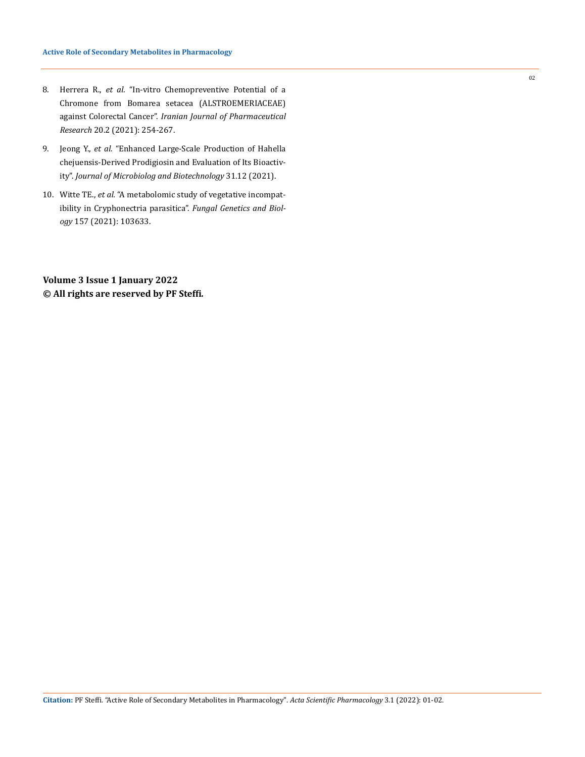8. Herrera R., *et al.* "In-vitro Chemopreventive Potential of a Chromone from Bomarea setacea (ALSTROEMERIACEAE) against Colorectal Cancer". *Iranian Journal of Pharmaceutical Research* 20.2 (2021): 254-267.
9. Jeong Y., *et al.* "Enhanced Large-Scale Production of Hahella chejuensis-Derived Prodigiosin and Evaluation of Its Bioactivity". *Journal of Microbiolog and Biotechnology* 31.12 (2021).
10. Witte TE., *et al.* "A metabolomic study of vegetative incompatibility in Cryphonectria parasitica". *Fungal Genetics and Biology* 157 (2021): 103633.

**Volume 3 Issue 1 January 2022**
**© All rights are reserved by PF Steffi.**